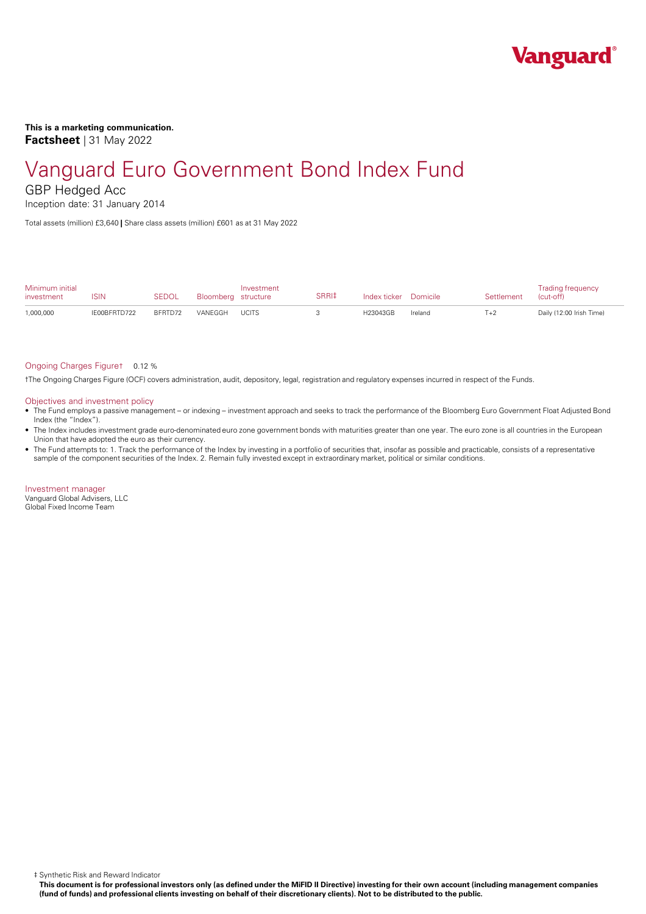**This is a marketing communication.**
**Factsheet** | 31 May 2022

# Vanguard Euro Government Bond Index Fund

## GBP Hedged Acc

Inception date: 31 January 2014

Total assets (million) £3,640 | Share class assets (million) £601 as at 31 May 2022

| Minimum initial investment | ISIN | SEDOL | Bloomberg | Investment structure | SRRI‡ | Index ticker | Domicile | Settlement | Trading frequency (cut-off) |
|---|---|---|---|---|---|---|---|---|---|
| 1,000,000 | IE00BFRTD722 | BFRTD72 | VANEGGH | UCITS | 3 | H23043GB | Ireland | T+2 | Daily (12:00 Irish Time) |

Ongoing Charges Figure† 0.12 %

†The Ongoing Charges Figure (OCF) covers administration, audit, depository, legal, registration and regulatory expenses incurred in respect of the Funds.

### Objectives and investment policy

- The Fund employs a passive management – or indexing – investment approach and seeks to track the performance of the Bloomberg Euro Government Float Adjusted Bond Index (the "Index").
- The Index includes investment grade euro-denominated euro zone government bonds with maturities greater than one year. The euro zone is all countries in the European Union that have adopted the euro as their currency.
- The Fund attempts to: 1. Track the performance of the Index by investing in a portfolio of securities that, insofar as possible and practicable, consists of a representative sample of the component securities of the Index. 2. Remain fully invested except in extraordinary market, political or similar conditions.

### Investment manager

Vanguard Global Advisers, LLC
Global Fixed Income Team

‡ Synthetic Risk and Reward Indicator

**This document is for professional investors only (as defined under the MiFID II Directive) investing for their own account (including management companies (fund of funds) and professional clients investing on behalf of their discretionary clients). Not to be distributed to the public.**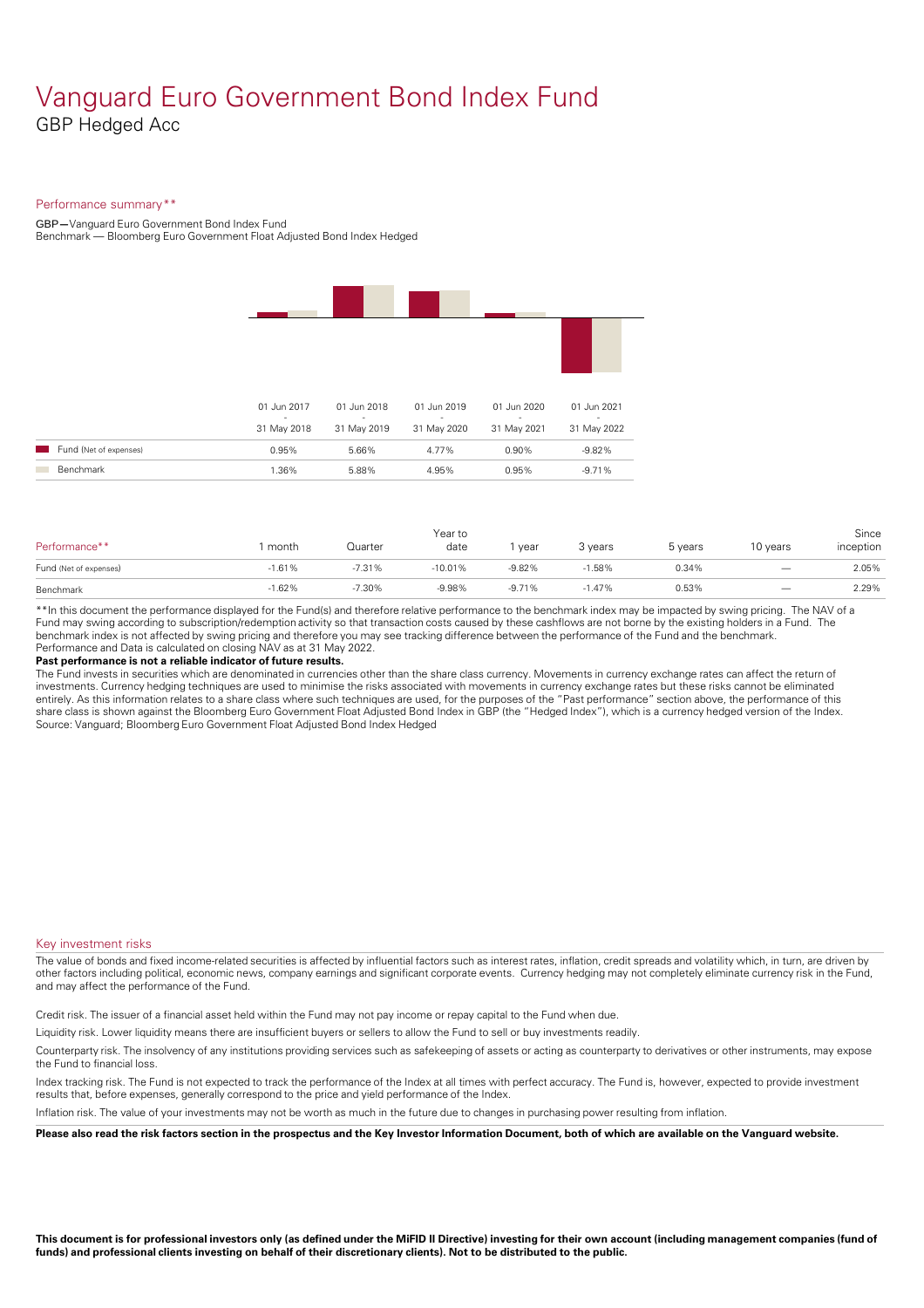# Vanguard Euro Government Bond Index Fund

GBP Hedged Acc

## Performance summary**

GBP—Vanguard Euro Government Bond Index Fund
Benchmark — Bloomberg Euro Government Float Adjusted Bond Index Hedged

| | 01 Jun 2017 - 31 May 2018 | 01 Jun 2018 - 31 May 2019 | 01 Jun 2019 - 31 May 2020 | 01 Jun 2020 - 31 May 2021 | 01 Jun 2021 - 31 May 2022 |
|---|---|---|---|---|---|
| Fund (Net of expenses) | 0.95% | 5.66% | 4.77% | 0.90% | -9.82% |
| Benchmark | 1.36% | 5.88% | 4.95% | 0.95% | -9.71% |

| Performance** | 1 month | Quarter | Year to date | 1 year | 3 years | 5 years | 10 years | Since inception |
|---|---|---|---|---|---|---|---|---|
| Fund (Net of expenses) | -1.61% | -7.31% | -10.01% | -9.82% | -1.58% | 0.34% | — | 2.05% |
| Benchmark | -1.62% | -7.30% | -9.98% | -9.71% | -1.47% | 0.53% | — | 2.29% |

**In this document the performance displayed for the Fund(s) and therefore relative performance to the benchmark index may be impacted by swing pricing. The NAV of a Fund may swing according to subscription/redemption activity so that transaction costs caused by these cashflows are not borne by the existing holders in a Fund. The benchmark index is not affected by swing pricing and therefore you may see tracking difference between the performance of the Fund and the benchmark.
Performance and Data is calculated on closing NAV as at 31 May 2022.

**Past performance is not a reliable indicator of future results.**

The Fund invests in securities which are denominated in currencies other than the share class currency. Movements in currency exchange rates can affect the return of investments. Currency hedging techniques are used to minimise the risks associated with movements in currency exchange rates but these risks cannot be eliminated entirely. As this information relates to a share class where such techniques are used, for the purposes of the "Past performance" section above, the performance of this share class is shown against the Bloomberg Euro Government Float Adjusted Bond Index in GBP (the "Hedged Index"), which is a currency hedged version of the Index.
Source: Vanguard; Bloomberg Euro Government Float Adjusted Bond Index Hedged

## Key investment risks

The value of bonds and fixed income-related securities is affected by influential factors such as interest rates, inflation, credit spreads and volatility which, in turn, are driven by other factors including political, economic news, company earnings and significant corporate events. Currency hedging may not completely eliminate currency risk in the Fund, and may affect the performance of the Fund.

Credit risk. The issuer of a financial asset held within the Fund may not pay income or repay capital to the Fund when due.

Liquidity risk. Lower liquidity means there are insufficient buyers or sellers to allow the Fund to sell or buy investments readily.

Counterparty risk. The insolvency of any institutions providing services such as safekeeping of assets or acting as counterparty to derivatives or other instruments, may expose the Fund to financial loss.

Index tracking risk. The Fund is not expected to track the performance of the Index at all times with perfect accuracy. The Fund is, however, expected to provide investment results that, before expenses, generally correspond to the price and yield performance of the Index.

Inflation risk. The value of your investments may not be worth as much in the future due to changes in purchasing power resulting from inflation.

**Please also read the risk factors section in the prospectus and the Key Investor Information Document, both of which are available on the Vanguard website.**

**This document is for professional investors only (as defined under the MiFID II Directive) investing for their own account (including management companies (fund of funds) and professional clients investing on behalf of their discretionary clients). Not to be distributed to the public.**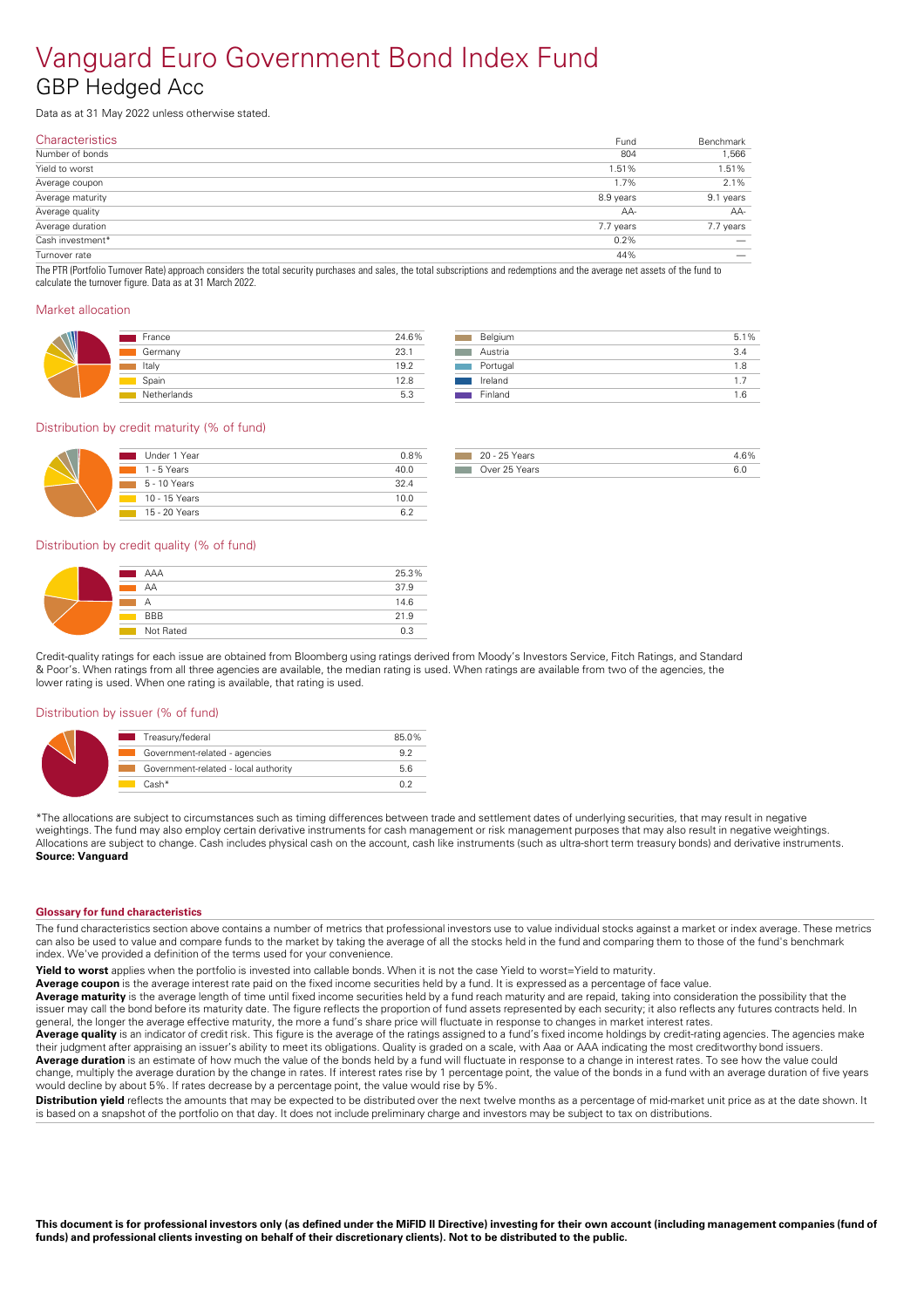# Vanguard Euro Government Bond Index Fund

## GBP Hedged Acc

Data as at 31 May 2022 unless otherwise stated.

| Characteristics | Fund | Benchmark |
|---|---|---|
| Number of bonds | 804 | 1,566 |
| Yield to worst | 1.51% | 1.51% |
| Average coupon | 1.7% | 2.1% |
| Average maturity | 8.9 years | 9.1 years |
| Average quality | AA- | AA- |
| Average duration | 7.7 years | 7.7 years |
| Cash investment* | 0.2% | — |
| Turnover rate | 44% | — |

The PTR (Portfolio Turnover Rate) approach considers the total security purchases and sales, the total subscriptions and redemptions and the average net assets of the fund to calculate the turnover figure. Data as at 31 March 2022.

### Market allocation

| Market | % |
|---|---|
| France | 24.6% |
| Germany | 23.1 |
| Italy | 19.2 |
| Spain | 12.8 |
| Netherlands | 5.3 |
| Belgium | 5.1% |
| Austria | 3.4 |
| Portugal | 1.8 |
| Ireland | 1.7 |
| Finland | 1.6 |

### Distribution by credit maturity (% of fund)

| Maturity | % |
|---|---|
| Under 1 Year | 0.8% |
| 1 - 5 Years | 40.0 |
| 5 - 10 Years | 32.4 |
| 10 - 15 Years | 10.0 |
| 15 - 20 Years | 6.2 |
| 20 - 25 Years | 4.6% |
| Over 25 Years | 6.0 |

### Distribution by credit quality (% of fund)

| Quality | % |
|---|---|
| AAA | 25.3% |
| AA | 37.9 |
| A | 14.6 |
| BBB | 21.9 |
| Not Rated | 0.3 |

Credit-quality ratings for each issue are obtained from Bloomberg using ratings derived from Moody's Investors Service, Fitch Ratings, and Standard & Poor's. When ratings from all three agencies are available, the median rating is used. When ratings are available from two of the agencies, the lower rating is used. When one rating is available, that rating is used.

### Distribution by issuer (% of fund)

| Issuer | % |
|---|---|
| Treasury/federal | 85.0% |
| Government-related - agencies | 9.2 |
| Government-related - local authority | 5.6 |
| Cash* | 0.2 |

*The allocations are subject to circumstances such as timing differences between trade and settlement dates of underlying securities, that may result in negative weightings. The fund may also employ certain derivative instruments for cash management or risk management purposes that may also result in negative weightings. Allocations are subject to change. Cash includes physical cash on the account, cash like instruments (such as ultra-short term treasury bonds) and derivative instruments.
**Source: Vanguard**

#### Glossary for fund characteristics

The fund characteristics section above contains a number of metrics that professional investors use to value individual stocks against a market or index average. These metrics can also be used to value and compare funds to the market by taking the average of all the stocks held in the fund and comparing them to those of the fund's benchmark index. We've provided a definition of the terms used for your convenience.

**Yield to worst** applies when the portfolio is invested into callable bonds. When it is not the case Yield to worst=Yield to maturity.

**Average coupon** is the average interest rate paid on the fixed income securities held by a fund. It is expressed as a percentage of face value.

**Average maturity** is the average length of time until fixed income securities held by a fund reach maturity and are repaid, taking into consideration the possibility that the issuer may call the bond before its maturity date. The figure reflects the proportion of fund assets represented by each security; it also reflects any futures contracts held. In general, the longer the average effective maturity, the more a fund's share price will fluctuate in response to changes in market interest rates.

**Average quality** is an indicator of credit risk. This figure is the average of the ratings assigned to a fund's fixed income holdings by credit-rating agencies. The agencies make their judgment after appraising an issuer's ability to meet its obligations. Quality is graded on a scale, with Aaa or AAA indicating the most creditworthy bond issuers.

**Average duration** is an estimate of how much the value of the bonds held by a fund will fluctuate in response to a change in interest rates. To see how the value could change, multiply the average duration by the change in rates. If interest rates rise by 1 percentage point, the value of the bonds in a fund with an average duration of five years would decline by about 5%. If rates decrease by a percentage point, the value would rise by 5%.

**Distribution yield** reflects the amounts that may be expected to be distributed over the next twelve months as a percentage of mid-market unit price as at the date shown. It is based on a snapshot of the portfolio on that day. It does not include preliminary charge and investors may be subject to tax on distributions.

**This document is for professional investors only (as defined under the MiFID II Directive) investing for their own account (including management companies (fund of funds) and professional clients investing on behalf of their discretionary clients). Not to be distributed to the public.**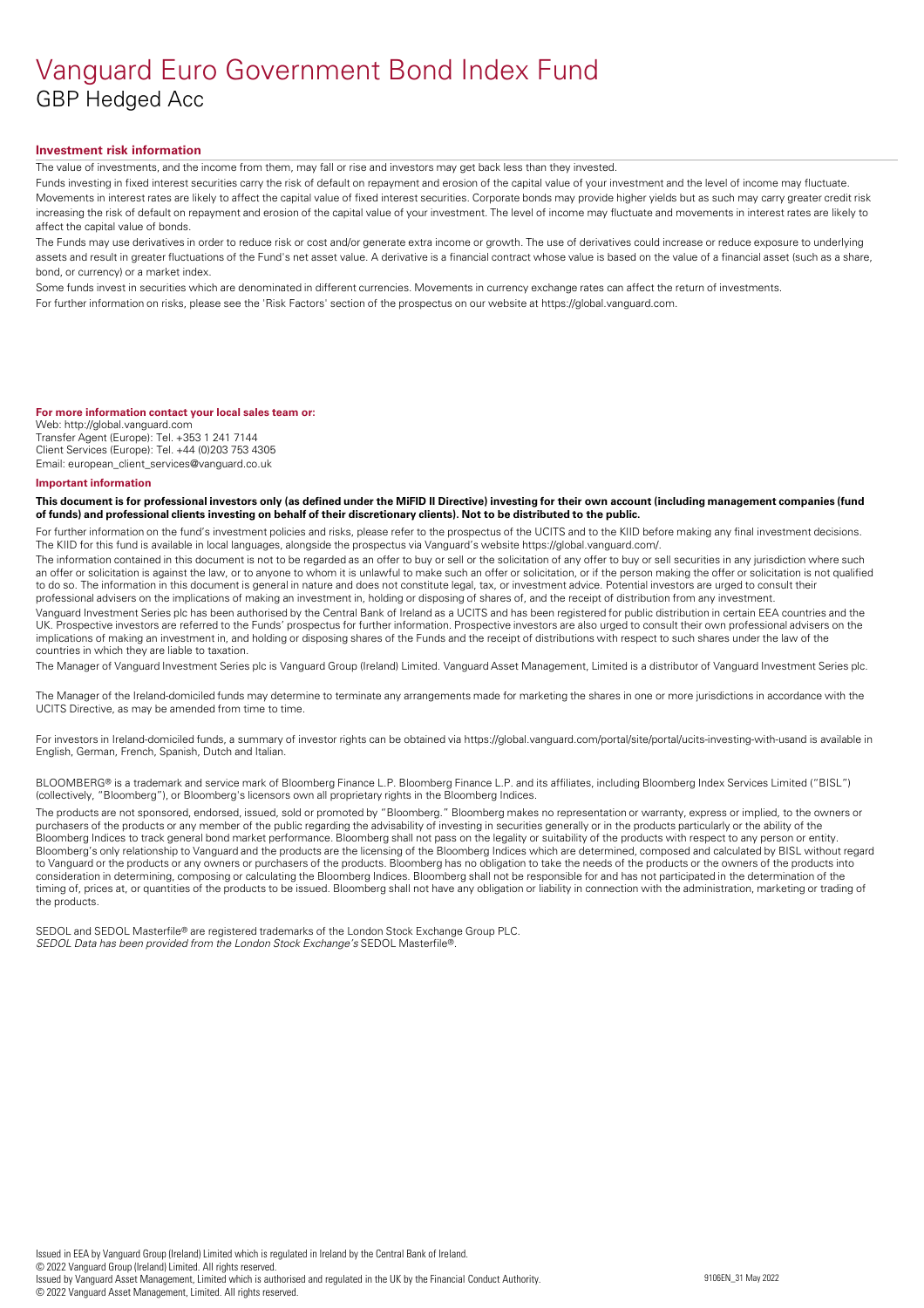# Vanguard Euro Government Bond Index Fund

## GBP Hedged Acc

### Investment risk information

The value of investments, and the income from them, may fall or rise and investors may get back less than they invested.

Funds investing in fixed interest securities carry the risk of default on repayment and erosion of the capital value of your investment and the level of income may fluctuate. Movements in interest rates are likely to affect the capital value of fixed interest securities. Corporate bonds may provide higher yields but as such may carry greater credit risk increasing the risk of default on repayment and erosion of the capital value of your investment. The level of income may fluctuate and movements in interest rates are likely to affect the capital value of bonds.

The Funds may use derivatives in order to reduce risk or cost and/or generate extra income or growth. The use of derivatives could increase or reduce exposure to underlying assets and result in greater fluctuations of the Fund's net asset value. A derivative is a financial contract whose value is based on the value of a financial asset (such as a share, bond, or currency) or a market index.

Some funds invest in securities which are denominated in different currencies. Movements in currency exchange rates can affect the return of investments.

For further information on risks, please see the 'Risk Factors' section of the prospectus on our website at https://global.vanguard.com.

**For more information contact your local sales team or:**

Web: http://global.vanguard.com
Transfer Agent (Europe): Tel. +353 1 241 7144
Client Services (Europe): Tel. +44 (0)203 753 4305
Email: european_client_services@vanguard.co.uk

### Important information

**This document is for professional investors only (as defined under the MiFID II Directive) investing for their own account (including management companies (fund of funds) and professional clients investing on behalf of their discretionary clients). Not to be distributed to the public.**

For further information on the fund's investment policies and risks, please refer to the prospectus of the UCITS and to the KIID before making any final investment decisions. The KIID for this fund is available in local languages, alongside the prospectus via Vanguard's website https://global.vanguard.com/.

The information contained in this document is not to be regarded as an offer to buy or sell or the solicitation of any offer to buy or sell securities in any jurisdiction where such an offer or solicitation is against the law, or to anyone to whom it is unlawful to make such an offer or solicitation, or if the person making the offer or solicitation is not qualified to do so. The information in this document is general in nature and does not constitute legal, tax, or investment advice. Potential investors are urged to consult their professional advisers on the implications of making an investment in, holding or disposing of shares of, and the receipt of distribution from any investment.

Vanguard Investment Series plc has been authorised by the Central Bank of Ireland as a UCITS and has been registered for public distribution in certain EEA countries and the UK. Prospective investors are referred to the Funds' prospectus for further information. Prospective investors are also urged to consult their own professional advisers on the implications of making an investment in, and holding or disposing shares of the Funds and the receipt of distributions with respect to such shares under the law of the countries in which they are liable to taxation.

The Manager of Vanguard Investment Series plc is Vanguard Group (Ireland) Limited. Vanguard Asset Management, Limited is a distributor of Vanguard Investment Series plc.

The Manager of the Ireland-domiciled funds may determine to terminate any arrangements made for marketing the shares in one or more jurisdictions in accordance with the UCITS Directive, as may be amended from time to time.

For investors in Ireland-domiciled funds, a summary of investor rights can be obtained via https://global.vanguard.com/portal/site/portal/ucits-investing-with-usand is available in English, German, French, Spanish, Dutch and Italian.

BLOOMBERG® is a trademark and service mark of Bloomberg Finance L.P. Bloomberg Finance L.P. and its affiliates, including Bloomberg Index Services Limited ("BISL") (collectively, "Bloomberg"), or Bloomberg's licensors own all proprietary rights in the Bloomberg Indices.

The products are not sponsored, endorsed, issued, sold or promoted by "Bloomberg." Bloomberg makes no representation or warranty, express or implied, to the owners or purchasers of the products or any member of the public regarding the advisability of investing in securities generally or in the products particularly or the ability of the Bloomberg Indices to track general bond market performance. Bloomberg shall not pass on the legality or suitability of the products with respect to any person or entity. Bloomberg's only relationship to Vanguard and the products are the licensing of the Bloomberg Indices which are determined, composed and calculated by BISL without regard to Vanguard or the products or any owners or purchasers of the products. Bloomberg has no obligation to take the needs of the products or the owners of the products into consideration in determining, composing or calculating the Bloomberg Indices. Bloomberg shall not be responsible for and has not participated in the determination of the timing of, prices at, or quantities of the products to be issued. Bloomberg shall not have any obligation or liability in connection with the administration, marketing or trading of the products.

SEDOL and SEDOL Masterfile® are registered trademarks of the London Stock Exchange Group PLC.
*SEDOL Data has been provided from the London Stock Exchange's* SEDOL Masterfile®.

Issued in EEA by Vanguard Group (Ireland) Limited which is regulated in Ireland by the Central Bank of Ireland.
© 2022 Vanguard Group (Ireland) Limited. All rights reserved.
Issued by Vanguard Asset Management, Limited which is authorised and regulated in the UK by the Financial Conduct Authority.
© 2022 Vanguard Asset Management, Limited. All rights reserved.

9106EN_31 May 2022